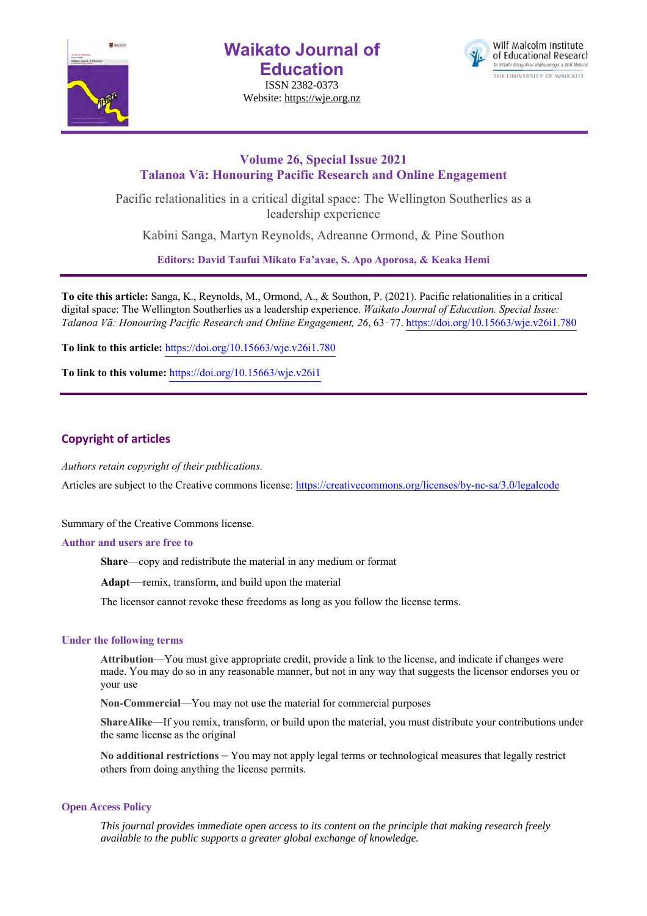# Waikato Journal of Education

ISSN 2382-0373

Website: https://wje.org.nz

Wilf Malcolm Institute of Educational Research

Te Pītahi Rangahau Mātauranga o Wilf Malcolm

THE UNIVERSITY OF WAIKATO

**Volume 26, Special Issue 2021**

**Talanoa Vā: Honouring Pacific Research and Online Engagement**

## Pacific relationalities in a critical digital space: The Wellington Southerlies as a leadership experience

Kabini Sanga, Martyn Reynolds, Adreanne Ormond, & Pine Southon

**Editors: David Taufui Mikato Fa'avae, S. Apo Aporosa, & Keaka Hemi**

---

**To cite this article:** Sanga, K., Reynolds, M., Ormond, A., & Southon, P. (2021). Pacific relationalities in a critical digital space: The Wellington Southerlies as a leadership experience. *Waikato Journal of Education. Special Issue: Talanoa Vā: Honouring Pacific Research and Online Engagement, 26*, 63‑77. https://doi.org/10.15663/wje.v26i1.780

**To link to this article:** https://doi.org/10.15663/wje.v26i1.780

**To link to this volume:** https://doi.org/10.15663/wje.v26i1

---

## Copyright of articles

*Authors retain copyright of their publications.*

Articles are subject to the Creative commons license: https://creativecommons.org/licenses/by-nc-sa/3.0/legalcode

Summary of the Creative Commons license.

### Author and users are free to

**Share**—copy and redistribute the material in any medium or format

**Adapt**—remix, transform, and build upon the material

The licensor cannot revoke these freedoms as long as you follow the license terms.

### Under the following terms

**Attribution**—You must give appropriate credit, provide a link to the license, and indicate if changes were made. You may do so in any reasonable manner, but not in any way that suggests the licensor endorses you or your use

**Non-Commercial**—You may not use the material for commercial purposes

**ShareAlike**—If you remix, transform, or build upon the material, you must distribute your contributions under the same license as the original

**No additional restrictions** – You may not apply legal terms or technological measures that legally restrict others from doing anything the license permits.

### Open Access Policy

*This journal provides immediate open access to its content on the principle that making research freely available to the public supports a greater global exchange of knowledge.*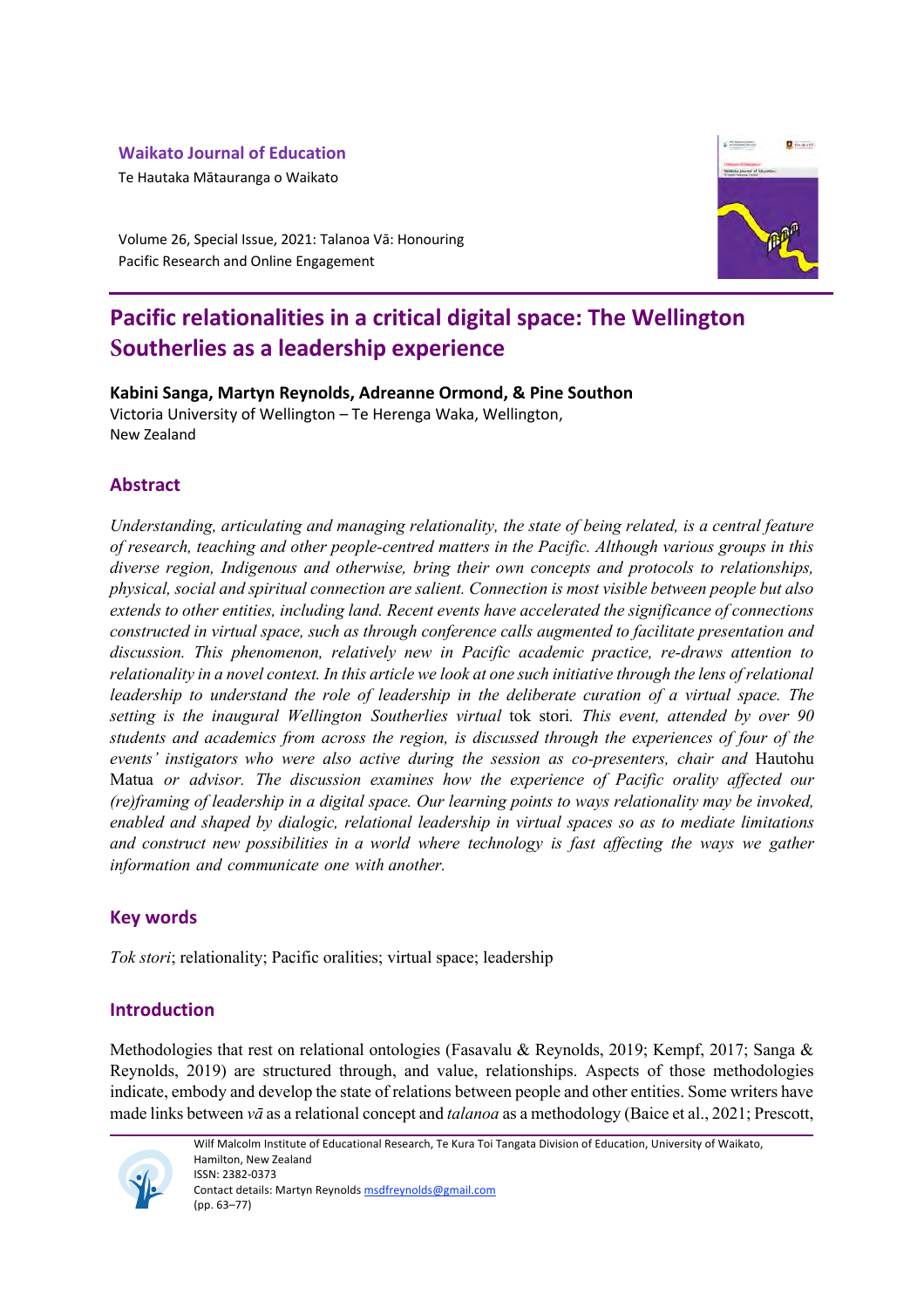**Waikato Journal of Education**

Te Hautaka Mātauranga o Waikato

Volume 26, Special Issue, 2021: Talanoa Vā: Honouring Pacific Research and Online Engagement

# Pacific relationalities in a critical digital space: The Wellington Southerlies as a leadership experience

**Kabini Sanga, Martyn Reynolds, Adreanne Ormond, & Pine Southon**

Victoria University of Wellington – Te Herenga Waka, Wellington, New Zealand

## Abstract

*Understanding, articulating and managing relationality, the state of being related, is a central feature of research, teaching and other people-centred matters in the Pacific. Although various groups in this diverse region, Indigenous and otherwise, bring their own concepts and protocols to relationships, physical, social and spiritual connection are salient. Connection is most visible between people but also extends to other entities, including land. Recent events have accelerated the significance of connections constructed in virtual space, such as through conference calls augmented to facilitate presentation and discussion. This phenomenon, relatively new in Pacific academic practice, re-draws attention to relationality in a novel context. In this article we look at one such initiative through the lens of relational leadership to understand the role of leadership in the deliberate curation of a virtual space. The setting is the inaugural Wellington Southerlies virtual* tok stori*. This event, attended by over 90 students and academics from across the region, is discussed through the experiences of four of the events' instigators who were also active during the session as co-presenters, chair and* Hautohu Matua *or advisor. The discussion examines how the experience of Pacific orality affected our (re)framing of leadership in a digital space. Our learning points to ways relationality may be invoked, enabled and shaped by dialogic, relational leadership in virtual spaces so as to mediate limitations and construct new possibilities in a world where technology is fast affecting the ways we gather information and communicate one with another.*

## Key words

*Tok stori*; relationality; Pacific oralities; virtual space; leadership

## Introduction

Methodologies that rest on relational ontologies (Fasavalu & Reynolds, 2019; Kempf, 2017; Sanga & Reynolds, 2019) are structured through, and value, relationships. Aspects of those methodologies indicate, embody and develop the state of relations between people and other entities. Some writers have made links between *vā* as a relational concept and *talanoa* as a methodology (Baice et al., 2021; Prescott,

Wilf Malcolm Institute of Educational Research, Te Kura Toi Tangata Division of Education, University of Waikato, Hamilton, New Zealand

ISSN: 2382-0373

Contact details: Martyn Reynolds msdfreynolds@gmail.com

(pp. 63–77)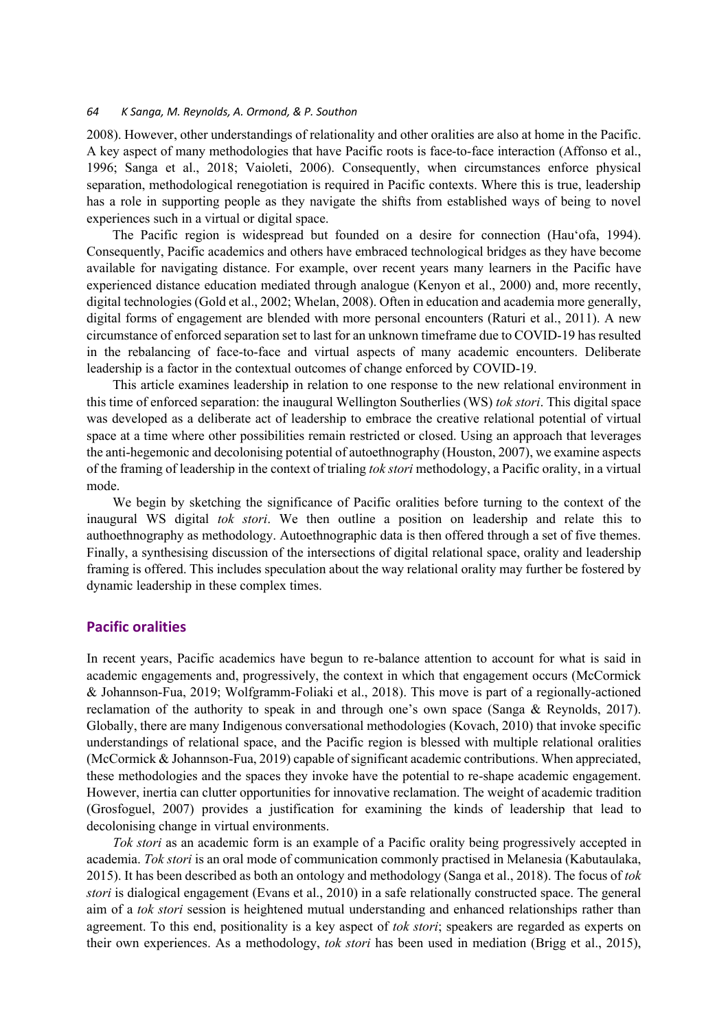2008). However, other understandings of relationality and other oralities are also at home in the Pacific. A key aspect of many methodologies that have Pacific roots is face-to-face interaction (Affonso et al., 1996; Sanga et al., 2018; Vaioleti, 2006). Consequently, when circumstances enforce physical separation, methodological renegotiation is required in Pacific contexts. Where this is true, leadership has a role in supporting people as they navigate the shifts from established ways of being to novel experiences such in a virtual or digital space.

The Pacific region is widespread but founded on a desire for connection (Hau'ofa, 1994). Consequently, Pacific academics and others have embraced technological bridges as they have become available for navigating distance. For example, over recent years many learners in the Pacific have experienced distance education mediated through analogue (Kenyon et al., 2000) and, more recently, digital technologies (Gold et al., 2002; Whelan, 2008). Often in education and academia more generally, digital forms of engagement are blended with more personal encounters (Raturi et al., 2011). A new circumstance of enforced separation set to last for an unknown timeframe due to COVID-19 has resulted in the rebalancing of face-to-face and virtual aspects of many academic encounters. Deliberate leadership is a factor in the contextual outcomes of change enforced by COVID-19.

This article examines leadership in relation to one response to the new relational environment in this time of enforced separation: the inaugural Wellington Southerlies (WS) *tok stori*. This digital space was developed as a deliberate act of leadership to embrace the creative relational potential of virtual space at a time where other possibilities remain restricted or closed. Using an approach that leverages the anti-hegemonic and decolonising potential of autoethnography (Houston, 2007), we examine aspects of the framing of leadership in the context of trialing *tok stori* methodology, a Pacific orality, in a virtual mode.

We begin by sketching the significance of Pacific oralities before turning to the context of the inaugural WS digital *tok stori*. We then outline a position on leadership and relate this to authoethnography as methodology. Autoethnographic data is then offered through a set of five themes. Finally, a synthesising discussion of the intersections of digital relational space, orality and leadership framing is offered. This includes speculation about the way relational orality may further be fostered by dynamic leadership in these complex times.

## Pacific oralities

In recent years, Pacific academics have begun to re-balance attention to account for what is said in academic engagements and, progressively, the context in which that engagement occurs (McCormick & Johannson-Fua, 2019; Wolfgramm-Foliaki et al., 2018). This move is part of a regionally-actioned reclamation of the authority to speak in and through one's own space (Sanga & Reynolds, 2017). Globally, there are many Indigenous conversational methodologies (Kovach, 2010) that invoke specific understandings of relational space, and the Pacific region is blessed with multiple relational oralities (McCormick & Johannson-Fua, 2019) capable of significant academic contributions. When appreciated, these methodologies and the spaces they invoke have the potential to re-shape academic engagement. However, inertia can clutter opportunities for innovative reclamation. The weight of academic tradition (Grosfoguel, 2007) provides a justification for examining the kinds of leadership that lead to decolonising change in virtual environments.

*Tok stori* as an academic form is an example of a Pacific orality being progressively accepted in academia. *Tok stori* is an oral mode of communication commonly practised in Melanesia (Kabutaulaka, 2015). It has been described as both an ontology and methodology (Sanga et al., 2018). The focus of *tok stori* is dialogical engagement (Evans et al., 2010) in a safe relationally constructed space. The general aim of a *tok stori* session is heightened mutual understanding and enhanced relationships rather than agreement. To this end, positionality is a key aspect of *tok stori*; speakers are regarded as experts on their own experiences. As a methodology, *tok stori* has been used in mediation (Brigg et al., 2015),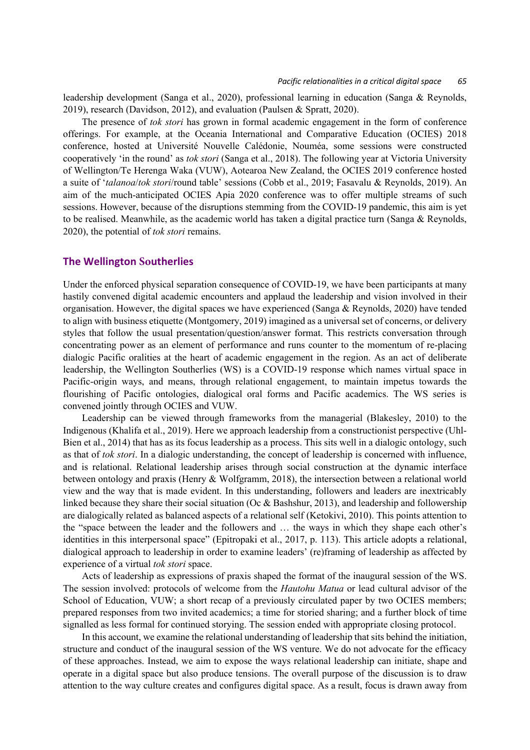leadership development (Sanga et al., 2020), professional learning in education (Sanga & Reynolds, 2019), research (Davidson, 2012), and evaluation (Paulsen & Spratt, 2020).

The presence of *tok stori* has grown in formal academic engagement in the form of conference offerings. For example, at the Oceania International and Comparative Education (OCIES) 2018 conference, hosted at Université Nouvelle Calédonie, Nouméa, some sessions were constructed cooperatively 'in the round' as *tok stori* (Sanga et al., 2018). The following year at Victoria University of Wellington/Te Herenga Waka (VUW), Aotearoa New Zealand, the OCIES 2019 conference hosted a suite of '*talanoa*/*tok stori*/round table' sessions (Cobb et al., 2019; Fasavalu & Reynolds, 2019). An aim of the much-anticipated OCIES Apia 2020 conference was to offer multiple streams of such sessions. However, because of the disruptions stemming from the COVID-19 pandemic, this aim is yet to be realised. Meanwhile, as the academic world has taken a digital practice turn (Sanga & Reynolds, 2020), the potential of *tok stori* remains.

## The Wellington Southerlies

Under the enforced physical separation consequence of COVID-19, we have been participants at many hastily convened digital academic encounters and applaud the leadership and vision involved in their organisation. However, the digital spaces we have experienced (Sanga & Reynolds, 2020) have tended to align with business etiquette (Montgomery, 2019) imagined as a universal set of concerns, or delivery styles that follow the usual presentation/question/answer format. This restricts conversation through concentrating power as an element of performance and runs counter to the momentum of re-placing dialogic Pacific oralities at the heart of academic engagement in the region. As an act of deliberate leadership, the Wellington Southerlies (WS) is a COVID-19 response which names virtual space in Pacific-origin ways, and means, through relational engagement, to maintain impetus towards the flourishing of Pacific ontologies, dialogical oral forms and Pacific academics. The WS series is convened jointly through OCIES and VUW.

Leadership can be viewed through frameworks from the managerial (Blakesley, 2010) to the Indigenous (Khalifa et al., 2019). Here we approach leadership from a constructionist perspective (Uhl-Bien et al., 2014) that has as its focus leadership as a process. This sits well in a dialogic ontology, such as that of *tok stori*. In a dialogic understanding, the concept of leadership is concerned with influence, and is relational. Relational leadership arises through social construction at the dynamic interface between ontology and praxis (Henry & Wolfgramm, 2018), the intersection between a relational world view and the way that is made evident. In this understanding, followers and leaders are inextricably linked because they share their social situation (Oc & Bashshur, 2013), and leadership and followership are dialogically related as balanced aspects of a relational self (Ketokivi, 2010). This points attention to the "space between the leader and the followers and … the ways in which they shape each other's identities in this interpersonal space" (Epitropaki et al., 2017, p. 113). This article adopts a relational, dialogical approach to leadership in order to examine leaders' (re)framing of leadership as affected by experience of a virtual *tok stori* space.

Acts of leadership as expressions of praxis shaped the format of the inaugural session of the WS. The session involved: protocols of welcome from the *Hautohu Matua* or lead cultural advisor of the School of Education, VUW; a short recap of a previously circulated paper by two OCIES members; prepared responses from two invited academics; a time for storied sharing; and a further block of time signalled as less formal for continued storying. The session ended with appropriate closing protocol.

In this account, we examine the relational understanding of leadership that sits behind the initiation, structure and conduct of the inaugural session of the WS venture. We do not advocate for the efficacy of these approaches. Instead, we aim to expose the ways relational leadership can initiate, shape and operate in a digital space but also produce tensions. The overall purpose of the discussion is to draw attention to the way culture creates and configures digital space. As a result, focus is drawn away from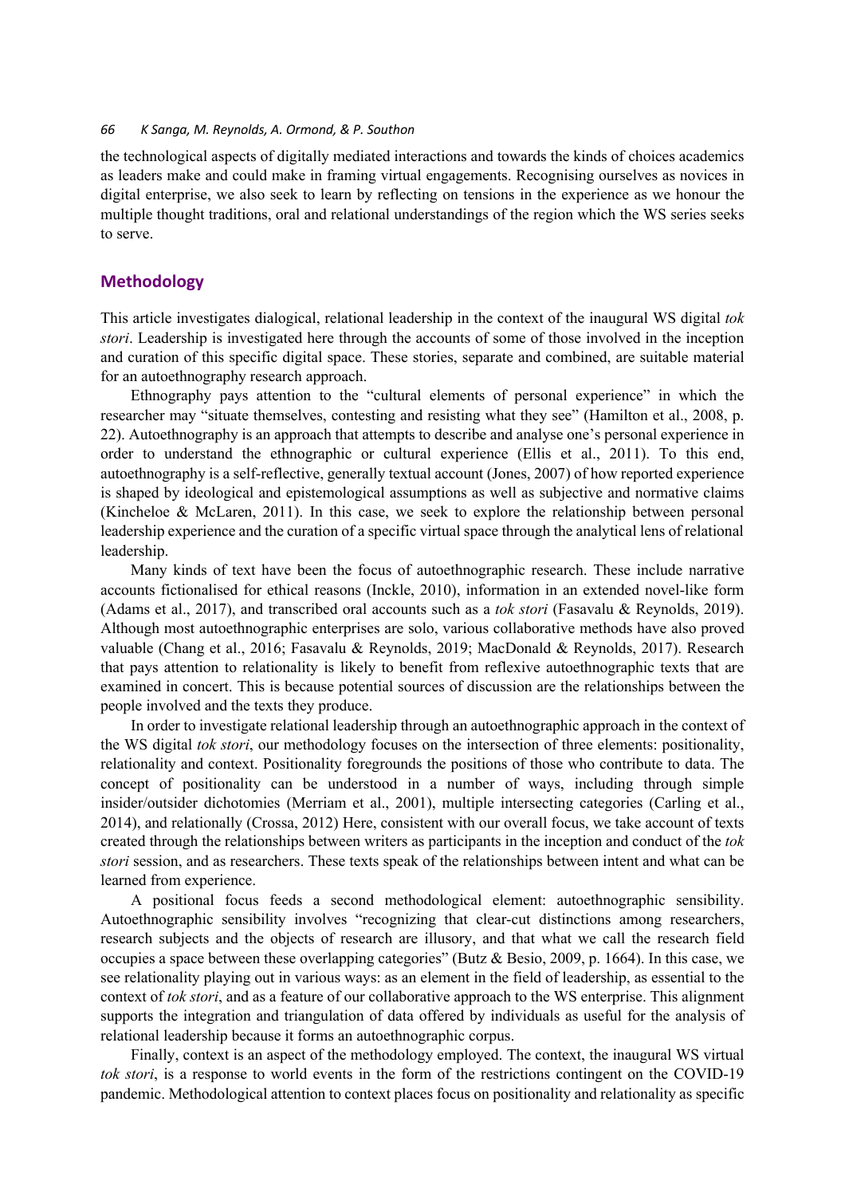the technological aspects of digitally mediated interactions and towards the kinds of choices academics as leaders make and could make in framing virtual engagements. Recognising ourselves as novices in digital enterprise, we also seek to learn by reflecting on tensions in the experience as we honour the multiple thought traditions, oral and relational understandings of the region which the WS series seeks to serve.

## Methodology

This article investigates dialogical, relational leadership in the context of the inaugural WS digital *tok stori*. Leadership is investigated here through the accounts of some of those involved in the inception and curation of this specific digital space. These stories, separate and combined, are suitable material for an autoethnography research approach.

Ethnography pays attention to the "cultural elements of personal experience" in which the researcher may "situate themselves, contesting and resisting what they see" (Hamilton et al., 2008, p. 22). Autoethnography is an approach that attempts to describe and analyse one's personal experience in order to understand the ethnographic or cultural experience (Ellis et al., 2011). To this end, autoethnography is a self-reflective, generally textual account (Jones, 2007) of how reported experience is shaped by ideological and epistemological assumptions as well as subjective and normative claims (Kincheloe & McLaren, 2011). In this case, we seek to explore the relationship between personal leadership experience and the curation of a specific virtual space through the analytical lens of relational leadership.

Many kinds of text have been the focus of autoethnographic research. These include narrative accounts fictionalised for ethical reasons (Inckle, 2010), information in an extended novel-like form (Adams et al., 2017), and transcribed oral accounts such as a *tok stori* (Fasavalu & Reynolds, 2019). Although most autoethnographic enterprises are solo, various collaborative methods have also proved valuable (Chang et al., 2016; Fasavalu & Reynolds, 2019; MacDonald & Reynolds, 2017). Research that pays attention to relationality is likely to benefit from reflexive autoethnographic texts that are examined in concert. This is because potential sources of discussion are the relationships between the people involved and the texts they produce.

In order to investigate relational leadership through an autoethnographic approach in the context of the WS digital *tok stori*, our methodology focuses on the intersection of three elements: positionality, relationality and context. Positionality foregrounds the positions of those who contribute to data. The concept of positionality can be understood in a number of ways, including through simple insider/outsider dichotomies (Merriam et al., 2001), multiple intersecting categories (Carling et al., 2014), and relationally (Crossa, 2012) Here, consistent with our overall focus, we take account of texts created through the relationships between writers as participants in the inception and conduct of the *tok stori* session, and as researchers. These texts speak of the relationships between intent and what can be learned from experience.

A positional focus feeds a second methodological element: autoethnographic sensibility. Autoethnographic sensibility involves "recognizing that clear-cut distinctions among researchers, research subjects and the objects of research are illusory, and that what we call the research field occupies a space between these overlapping categories" (Butz & Besio, 2009, p. 1664). In this case, we see relationality playing out in various ways: as an element in the field of leadership, as essential to the context of *tok stori*, and as a feature of our collaborative approach to the WS enterprise. This alignment supports the integration and triangulation of data offered by individuals as useful for the analysis of relational leadership because it forms an autoethnographic corpus.

Finally, context is an aspect of the methodology employed. The context, the inaugural WS virtual *tok stori*, is a response to world events in the form of the restrictions contingent on the COVID-19 pandemic. Methodological attention to context places focus on positionality and relationality as specific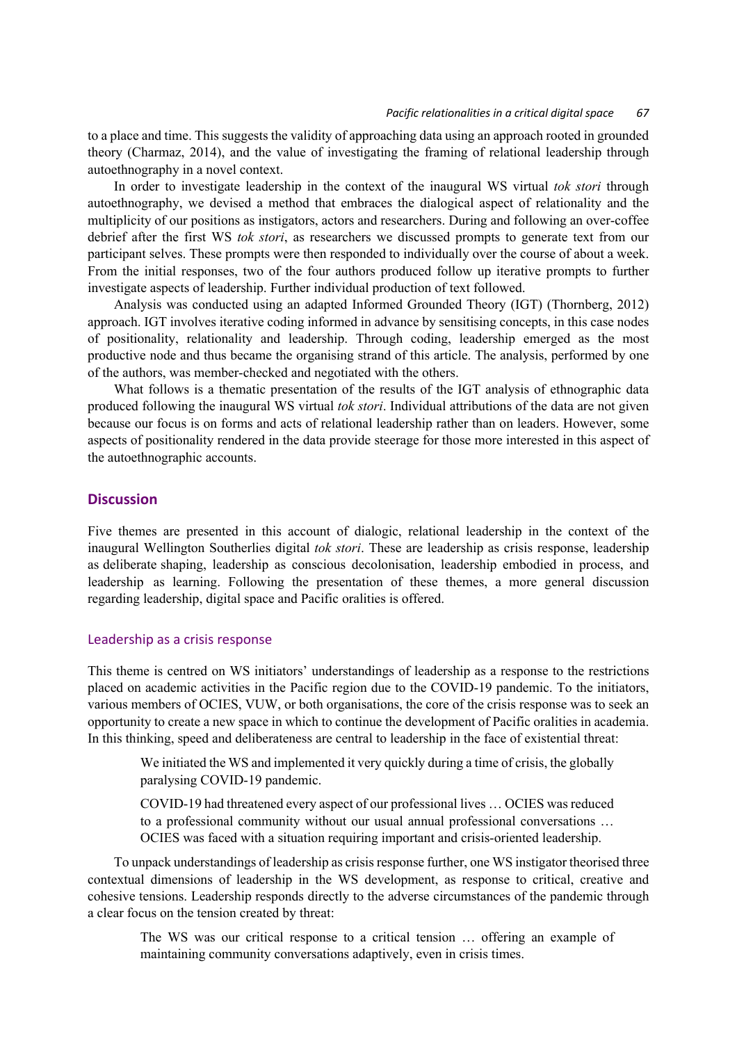to a place and time. This suggests the validity of approaching data using an approach rooted in grounded theory (Charmaz, 2014), and the value of investigating the framing of relational leadership through autoethnography in a novel context.

In order to investigate leadership in the context of the inaugural WS virtual *tok stori* through autoethnography, we devised a method that embraces the dialogical aspect of relationality and the multiplicity of our positions as instigators, actors and researchers. During and following an over-coffee debrief after the first WS *tok stori*, as researchers we discussed prompts to generate text from our participant selves. These prompts were then responded to individually over the course of about a week. From the initial responses, two of the four authors produced follow up iterative prompts to further investigate aspects of leadership. Further individual production of text followed.

Analysis was conducted using an adapted Informed Grounded Theory (IGT) (Thornberg, 2012) approach. IGT involves iterative coding informed in advance by sensitising concepts, in this case nodes of positionality, relationality and leadership. Through coding, leadership emerged as the most productive node and thus became the organising strand of this article. The analysis, performed by one of the authors, was member-checked and negotiated with the others.

What follows is a thematic presentation of the results of the IGT analysis of ethnographic data produced following the inaugural WS virtual *tok stori*. Individual attributions of the data are not given because our focus is on forms and acts of relational leadership rather than on leaders. However, some aspects of positionality rendered in the data provide steerage for those more interested in this aspect of the autoethnographic accounts.

## Discussion

Five themes are presented in this account of dialogic, relational leadership in the context of the inaugural Wellington Southerlies digital *tok stori*. These are leadership as crisis response, leadership as deliberate shaping, leadership as conscious decolonisation, leadership embodied in process, and leadership as learning. Following the presentation of these themes, a more general discussion regarding leadership, digital space and Pacific oralities is offered.

### Leadership as a crisis response

This theme is centred on WS initiators' understandings of leadership as a response to the restrictions placed on academic activities in the Pacific region due to the COVID-19 pandemic. To the initiators, various members of OCIES, VUW, or both organisations, the core of the crisis response was to seek an opportunity to create a new space in which to continue the development of Pacific oralities in academia. In this thinking, speed and deliberateness are central to leadership in the face of existential threat:

> We initiated the WS and implemented it very quickly during a time of crisis, the globally paralysing COVID-19 pandemic.

> COVID-19 had threatened every aspect of our professional lives … OCIES was reduced to a professional community without our usual annual professional conversations … OCIES was faced with a situation requiring important and crisis-oriented leadership.

To unpack understandings of leadership as crisis response further, one WS instigator theorised three contextual dimensions of leadership in the WS development, as response to critical, creative and cohesive tensions. Leadership responds directly to the adverse circumstances of the pandemic through a clear focus on the tension created by threat:

> The WS was our critical response to a critical tension … offering an example of maintaining community conversations adaptively, even in crisis times.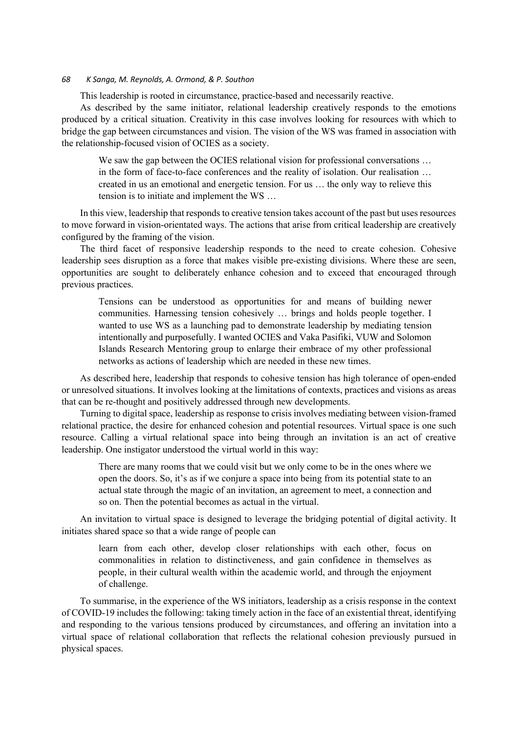This leadership is rooted in circumstance, practice-based and necessarily reactive.

As described by the same initiator, relational leadership creatively responds to the emotions produced by a critical situation. Creativity in this case involves looking for resources with which to bridge the gap between circumstances and vision. The vision of the WS was framed in association with the relationship-focused vision of OCIES as a society.

> We saw the gap between the OCIES relational vision for professional conversations … in the form of face-to-face conferences and the reality of isolation. Our realisation … created in us an emotional and energetic tension. For us … the only way to relieve this tension is to initiate and implement the WS …

In this view, leadership that responds to creative tension takes account of the past but uses resources to move forward in vision-orientated ways. The actions that arise from critical leadership are creatively configured by the framing of the vision.

The third facet of responsive leadership responds to the need to create cohesion. Cohesive leadership sees disruption as a force that makes visible pre-existing divisions. Where these are seen, opportunities are sought to deliberately enhance cohesion and to exceed that encouraged through previous practices.

> Tensions can be understood as opportunities for and means of building newer communities. Harnessing tension cohesively … brings and holds people together. I wanted to use WS as a launching pad to demonstrate leadership by mediating tension intentionally and purposefully. I wanted OCIES and Vaka Pasifiki, VUW and Solomon Islands Research Mentoring group to enlarge their embrace of my other professional networks as actions of leadership which are needed in these new times.

As described here, leadership that responds to cohesive tension has high tolerance of open-ended or unresolved situations. It involves looking at the limitations of contexts, practices and visions as areas that can be re-thought and positively addressed through new developments.

Turning to digital space, leadership as response to crisis involves mediating between vision-framed relational practice, the desire for enhanced cohesion and potential resources. Virtual space is one such resource. Calling a virtual relational space into being through an invitation is an act of creative leadership. One instigator understood the virtual world in this way:

> There are many rooms that we could visit but we only come to be in the ones where we open the doors. So, it's as if we conjure a space into being from its potential state to an actual state through the magic of an invitation, an agreement to meet, a connection and so on. Then the potential becomes as actual in the virtual.

An invitation to virtual space is designed to leverage the bridging potential of digital activity. It initiates shared space so that a wide range of people can

> learn from each other, develop closer relationships with each other, focus on commonalities in relation to distinctiveness, and gain confidence in themselves as people, in their cultural wealth within the academic world, and through the enjoyment of challenge.

To summarise, in the experience of the WS initiators, leadership as a crisis response in the context of COVID-19 includes the following: taking timely action in the face of an existential threat, identifying and responding to the various tensions produced by circumstances, and offering an invitation into a virtual space of relational collaboration that reflects the relational cohesion previously pursued in physical spaces.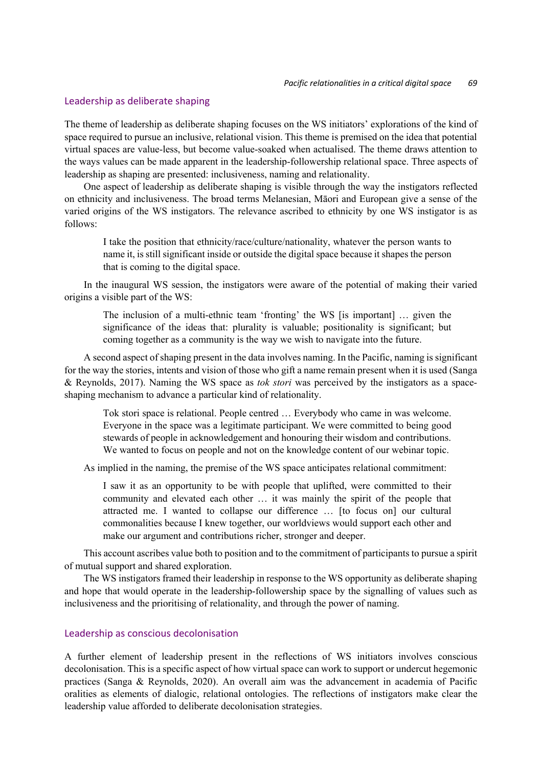## Leadership as deliberate shaping

The theme of leadership as deliberate shaping focuses on the WS initiators' explorations of the kind of space required to pursue an inclusive, relational vision. This theme is premised on the idea that potential virtual spaces are value-less, but become value-soaked when actualised. The theme draws attention to the ways values can be made apparent in the leadership-followership relational space. Three aspects of leadership as shaping are presented: inclusiveness, naming and relationality.

One aspect of leadership as deliberate shaping is visible through the way the instigators reflected on ethnicity and inclusiveness. The broad terms Melanesian, Māori and European give a sense of the varied origins of the WS instigators. The relevance ascribed to ethnicity by one WS instigator is as follows:

> I take the position that ethnicity/race/culture/nationality, whatever the person wants to name it, is still significant inside or outside the digital space because it shapes the person that is coming to the digital space.

In the inaugural WS session, the instigators were aware of the potential of making their varied origins a visible part of the WS:

> The inclusion of a multi-ethnic team 'fronting' the WS [is important] … given the significance of the ideas that: plurality is valuable; positionality is significant; but coming together as a community is the way we wish to navigate into the future.

A second aspect of shaping present in the data involves naming. In the Pacific, naming is significant for the way the stories, intents and vision of those who gift a name remain present when it is used (Sanga & Reynolds, 2017). Naming the WS space as *tok stori* was perceived by the instigators as a space-shaping mechanism to advance a particular kind of relationality.

> Tok stori space is relational. People centred … Everybody who came in was welcome. Everyone in the space was a legitimate participant. We were committed to being good stewards of people in acknowledgement and honouring their wisdom and contributions. We wanted to focus on people and not on the knowledge content of our webinar topic.

As implied in the naming, the premise of the WS space anticipates relational commitment:

> I saw it as an opportunity to be with people that uplifted, were committed to their community and elevated each other … it was mainly the spirit of the people that attracted me. I wanted to collapse our difference … [to focus on] our cultural commonalities because I knew together, our worldviews would support each other and make our argument and contributions richer, stronger and deeper.

This account ascribes value both to position and to the commitment of participants to pursue a spirit of mutual support and shared exploration.

The WS instigators framed their leadership in response to the WS opportunity as deliberate shaping and hope that would operate in the leadership-followership space by the signalling of values such as inclusiveness and the prioritising of relationality, and through the power of naming.

## Leadership as conscious decolonisation

A further element of leadership present in the reflections of WS initiators involves conscious decolonisation. This is a specific aspect of how virtual space can work to support or undercut hegemonic practices (Sanga & Reynolds, 2020). An overall aim was the advancement in academia of Pacific oralities as elements of dialogic, relational ontologies. The reflections of instigators make clear the leadership value afforded to deliberate decolonisation strategies.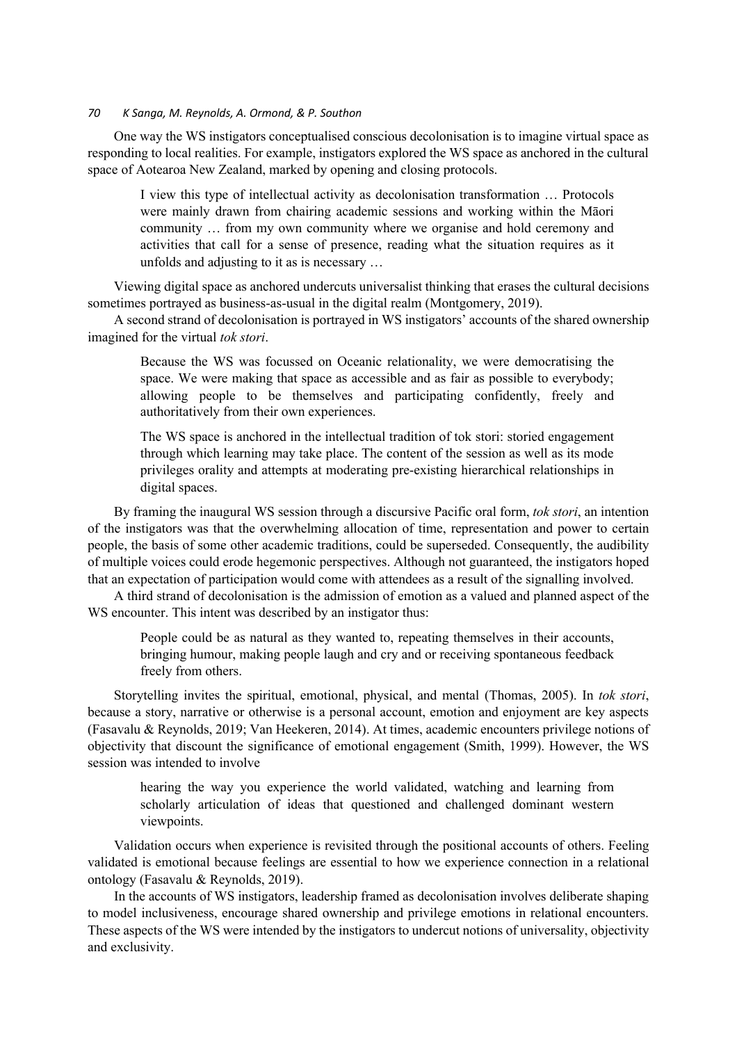One way the WS instigators conceptualised conscious decolonisation is to imagine virtual space as responding to local realities. For example, instigators explored the WS space as anchored in the cultural space of Aotearoa New Zealand, marked by opening and closing protocols.

> I view this type of intellectual activity as decolonisation transformation … Protocols were mainly drawn from chairing academic sessions and working within the Māori community … from my own community where we organise and hold ceremony and activities that call for a sense of presence, reading what the situation requires as it unfolds and adjusting to it as is necessary …

Viewing digital space as anchored undercuts universalist thinking that erases the cultural decisions sometimes portrayed as business-as-usual in the digital realm (Montgomery, 2019).

A second strand of decolonisation is portrayed in WS instigators' accounts of the shared ownership imagined for the virtual *tok stori*.

> Because the WS was focussed on Oceanic relationality, we were democratising the space. We were making that space as accessible and as fair as possible to everybody; allowing people to be themselves and participating confidently, freely and authoritatively from their own experiences.

> The WS space is anchored in the intellectual tradition of tok stori: storied engagement through which learning may take place. The content of the session as well as its mode privileges orality and attempts at moderating pre-existing hierarchical relationships in digital spaces.

By framing the inaugural WS session through a discursive Pacific oral form, *tok stori*, an intention of the instigators was that the overwhelming allocation of time, representation and power to certain people, the basis of some other academic traditions, could be superseded. Consequently, the audibility of multiple voices could erode hegemonic perspectives. Although not guaranteed, the instigators hoped that an expectation of participation would come with attendees as a result of the signalling involved.

A third strand of decolonisation is the admission of emotion as a valued and planned aspect of the WS encounter. This intent was described by an instigator thus:

> People could be as natural as they wanted to, repeating themselves in their accounts, bringing humour, making people laugh and cry and or receiving spontaneous feedback freely from others.

Storytelling invites the spiritual, emotional, physical, and mental (Thomas, 2005). In *tok stori*, because a story, narrative or otherwise is a personal account, emotion and enjoyment are key aspects (Fasavalu & Reynolds, 2019; Van Heekeren, 2014). At times, academic encounters privilege notions of objectivity that discount the significance of emotional engagement (Smith, 1999). However, the WS session was intended to involve

> hearing the way you experience the world validated, watching and learning from scholarly articulation of ideas that questioned and challenged dominant western viewpoints.

Validation occurs when experience is revisited through the positional accounts of others. Feeling validated is emotional because feelings are essential to how we experience connection in a relational ontology (Fasavalu & Reynolds, 2019).

In the accounts of WS instigators, leadership framed as decolonisation involves deliberate shaping to model inclusiveness, encourage shared ownership and privilege emotions in relational encounters. These aspects of the WS were intended by the instigators to undercut notions of universality, objectivity and exclusivity.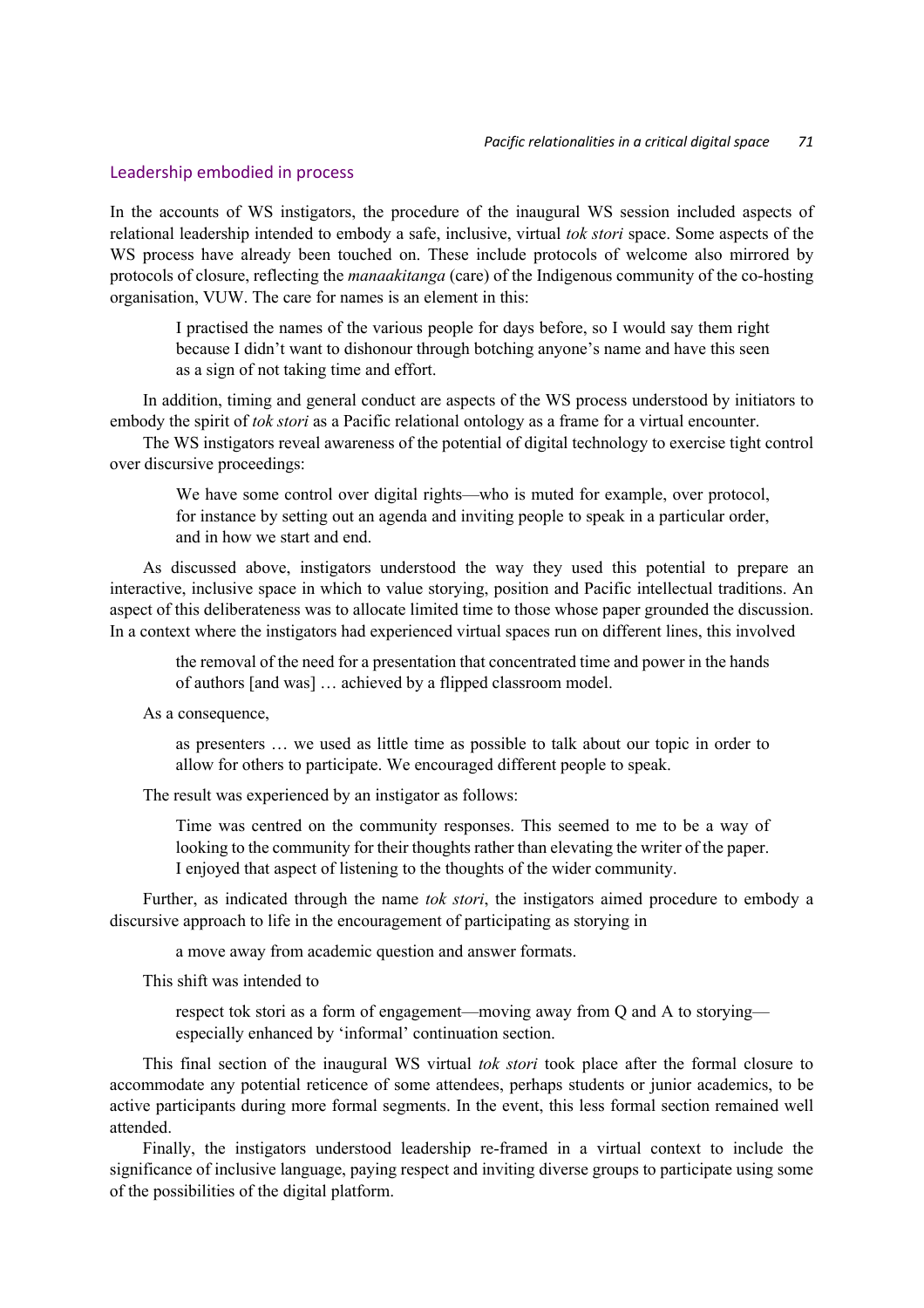## Leadership embodied in process

In the accounts of WS instigators, the procedure of the inaugural WS session included aspects of relational leadership intended to embody a safe, inclusive, virtual *tok stori* space. Some aspects of the WS process have already been touched on. These include protocols of welcome also mirrored by protocols of closure, reflecting the *manaakitanga* (care) of the Indigenous community of the co-hosting organisation, VUW. The care for names is an element in this:

> I practised the names of the various people for days before, so I would say them right because I didn't want to dishonour through botching anyone's name and have this seen as a sign of not taking time and effort.

In addition, timing and general conduct are aspects of the WS process understood by initiators to embody the spirit of *tok stori* as a Pacific relational ontology as a frame for a virtual encounter.

The WS instigators reveal awareness of the potential of digital technology to exercise tight control over discursive proceedings:

> We have some control over digital rights—who is muted for example, over protocol, for instance by setting out an agenda and inviting people to speak in a particular order, and in how we start and end.

As discussed above, instigators understood the way they used this potential to prepare an interactive, inclusive space in which to value storying, position and Pacific intellectual traditions. An aspect of this deliberateness was to allocate limited time to those whose paper grounded the discussion. In a context where the instigators had experienced virtual spaces run on different lines, this involved

> the removal of the need for a presentation that concentrated time and power in the hands of authors [and was] … achieved by a flipped classroom model.

As a consequence,

> as presenters … we used as little time as possible to talk about our topic in order to allow for others to participate. We encouraged different people to speak.

The result was experienced by an instigator as follows:

> Time was centred on the community responses. This seemed to me to be a way of looking to the community for their thoughts rather than elevating the writer of the paper. I enjoyed that aspect of listening to the thoughts of the wider community.

Further, as indicated through the name *tok stori*, the instigators aimed procedure to embody a discursive approach to life in the encouragement of participating as storying in

> a move away from academic question and answer formats.

This shift was intended to

> respect tok stori as a form of engagement—moving away from Q and A to storying—especially enhanced by 'informal' continuation section.

This final section of the inaugural WS virtual *tok stori* took place after the formal closure to accommodate any potential reticence of some attendees, perhaps students or junior academics, to be active participants during more formal segments. In the event, this less formal section remained well attended.

Finally, the instigators understood leadership re-framed in a virtual context to include the significance of inclusive language, paying respect and inviting diverse groups to participate using some of the possibilities of the digital platform.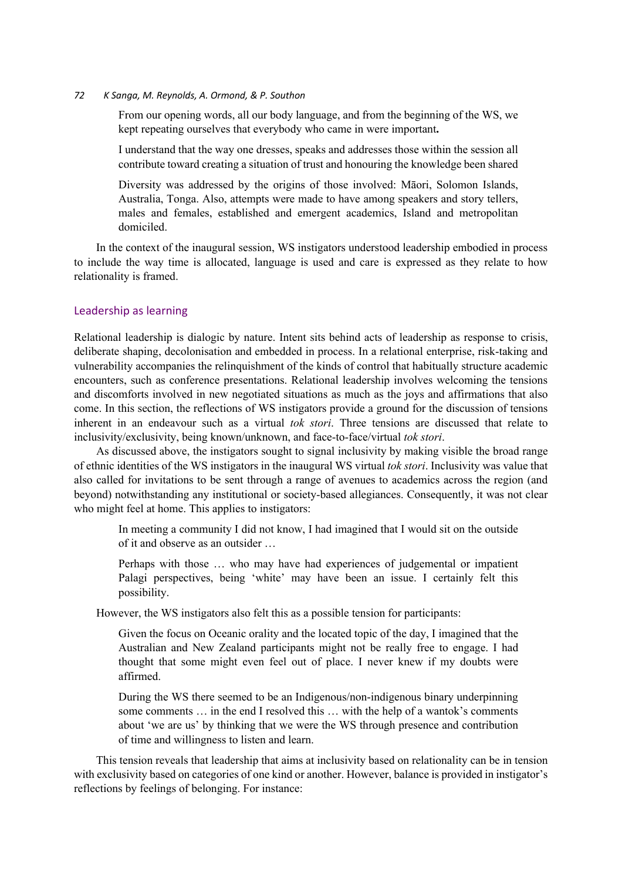From our opening words, all our body language, and from the beginning of the WS, we kept repeating ourselves that everybody who came in were important**.**

> I understand that the way one dresses, speaks and addresses those within the session all contribute toward creating a situation of trust and honouring the knowledge been shared

> Diversity was addressed by the origins of those involved: Māori, Solomon Islands, Australia, Tonga. Also, attempts were made to have among speakers and story tellers, males and females, established and emergent academics, Island and metropolitan domiciled.

In the context of the inaugural session, WS instigators understood leadership embodied in process to include the way time is allocated, language is used and care is expressed as they relate to how relationality is framed.

## Leadership as learning

Relational leadership is dialogic by nature. Intent sits behind acts of leadership as response to crisis, deliberate shaping, decolonisation and embedded in process. In a relational enterprise, risk-taking and vulnerability accompanies the relinquishment of the kinds of control that habitually structure academic encounters, such as conference presentations. Relational leadership involves welcoming the tensions and discomforts involved in new negotiated situations as much as the joys and affirmations that also come. In this section, the reflections of WS instigators provide a ground for the discussion of tensions inherent in an endeavour such as a virtual *tok stori.* Three tensions are discussed that relate to inclusivity/exclusivity, being known/unknown, and face-to-face/virtual *tok stori*.

As discussed above, the instigators sought to signal inclusivity by making visible the broad range of ethnic identities of the WS instigators in the inaugural WS virtual *tok stori*. Inclusivity was value that also called for invitations to be sent through a range of avenues to academics across the region (and beyond) notwithstanding any institutional or society-based allegiances. Consequently, it was not clear who might feel at home. This applies to instigators:

> In meeting a community I did not know, I had imagined that I would sit on the outside of it and observe as an outsider …

> Perhaps with those … who may have had experiences of judgemental or impatient Palagi perspectives, being 'white' may have been an issue. I certainly felt this possibility.

However, the WS instigators also felt this as a possible tension for participants:

> Given the focus on Oceanic orality and the located topic of the day, I imagined that the Australian and New Zealand participants might not be really free to engage. I had thought that some might even feel out of place. I never knew if my doubts were affirmed.

> During the WS there seemed to be an Indigenous/non-indigenous binary underpinning some comments … in the end I resolved this … with the help of a wantok's comments about 'we are us' by thinking that we were the WS through presence and contribution of time and willingness to listen and learn.

This tension reveals that leadership that aims at inclusivity based on relationality can be in tension with exclusivity based on categories of one kind or another. However, balance is provided in instigator's reflections by feelings of belonging. For instance: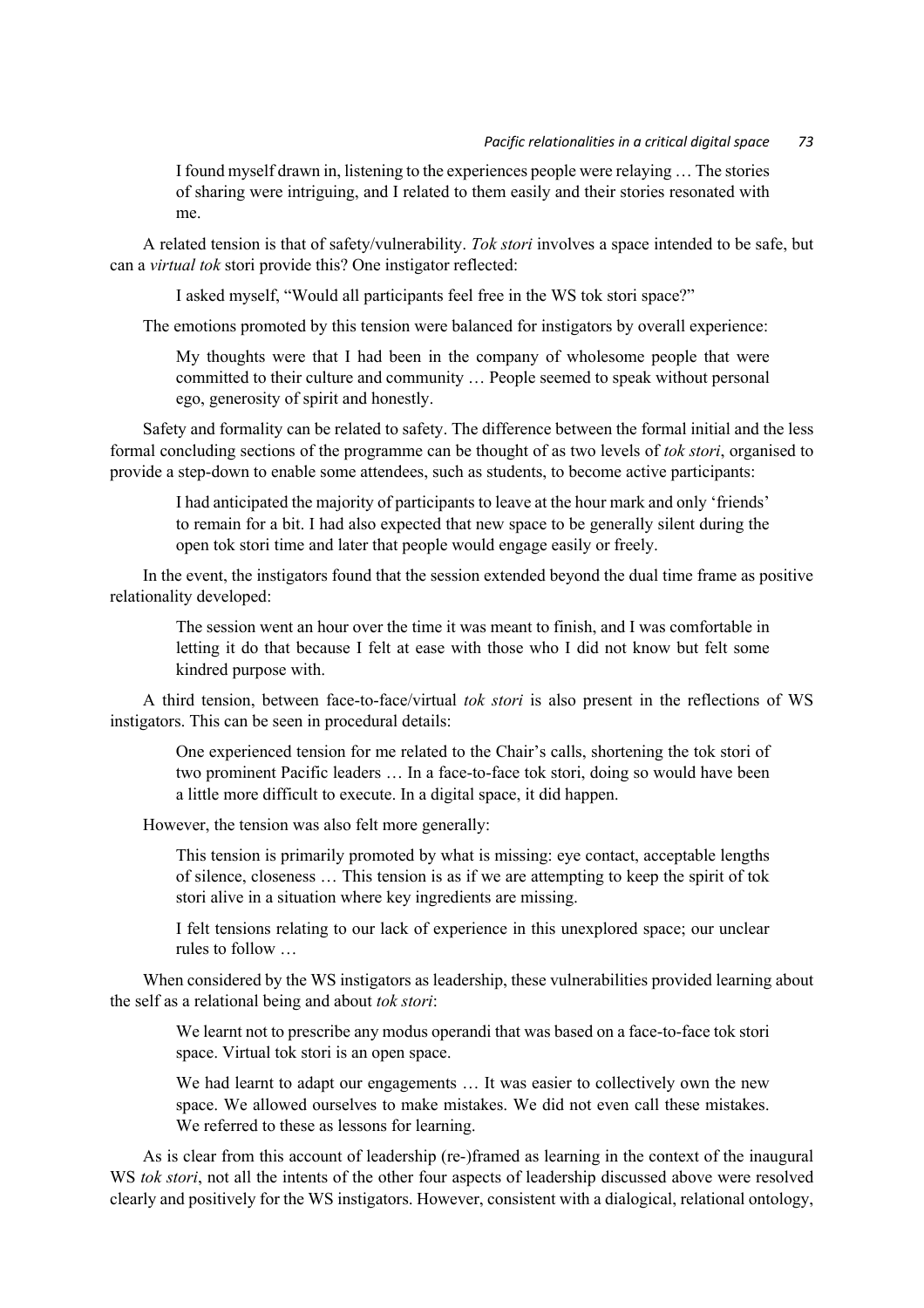> I found myself drawn in, listening to the experiences people were relaying … The stories of sharing were intriguing, and I related to them easily and their stories resonated with me.

A related tension is that of safety/vulnerability. *Tok stori* involves a space intended to be safe, but can a *virtual tok* stori provide this? One instigator reflected:

> I asked myself, "Would all participants feel free in the WS tok stori space?"

The emotions promoted by this tension were balanced for instigators by overall experience:

> My thoughts were that I had been in the company of wholesome people that were committed to their culture and community … People seemed to speak without personal ego, generosity of spirit and honestly.

Safety and formality can be related to safety. The difference between the formal initial and the less formal concluding sections of the programme can be thought of as two levels of *tok stori*, organised to provide a step-down to enable some attendees, such as students, to become active participants:

> I had anticipated the majority of participants to leave at the hour mark and only 'friends' to remain for a bit. I had also expected that new space to be generally silent during the open tok stori time and later that people would engage easily or freely.

In the event, the instigators found that the session extended beyond the dual time frame as positive relationality developed:

> The session went an hour over the time it was meant to finish, and I was comfortable in letting it do that because I felt at ease with those who I did not know but felt some kindred purpose with.

A third tension, between face-to-face/virtual *tok stori* is also present in the reflections of WS instigators. This can be seen in procedural details:

> One experienced tension for me related to the Chair's calls, shortening the tok stori of two prominent Pacific leaders … In a face-to-face tok stori, doing so would have been a little more difficult to execute. In a digital space, it did happen.

However, the tension was also felt more generally:

> This tension is primarily promoted by what is missing: eye contact, acceptable lengths of silence, closeness … This tension is as if we are attempting to keep the spirit of tok stori alive in a situation where key ingredients are missing.
>
> I felt tensions relating to our lack of experience in this unexplored space; our unclear rules to follow …

When considered by the WS instigators as leadership, these vulnerabilities provided learning about the self as a relational being and about *tok stori*:

> We learnt not to prescribe any modus operandi that was based on a face-to-face tok stori space. Virtual tok stori is an open space.
>
> We had learnt to adapt our engagements … It was easier to collectively own the new space. We allowed ourselves to make mistakes. We did not even call these mistakes. We referred to these as lessons for learning.

As is clear from this account of leadership (re-)framed as learning in the context of the inaugural WS *tok stori*, not all the intents of the other four aspects of leadership discussed above were resolved clearly and positively for the WS instigators. However, consistent with a dialogical, relational ontology,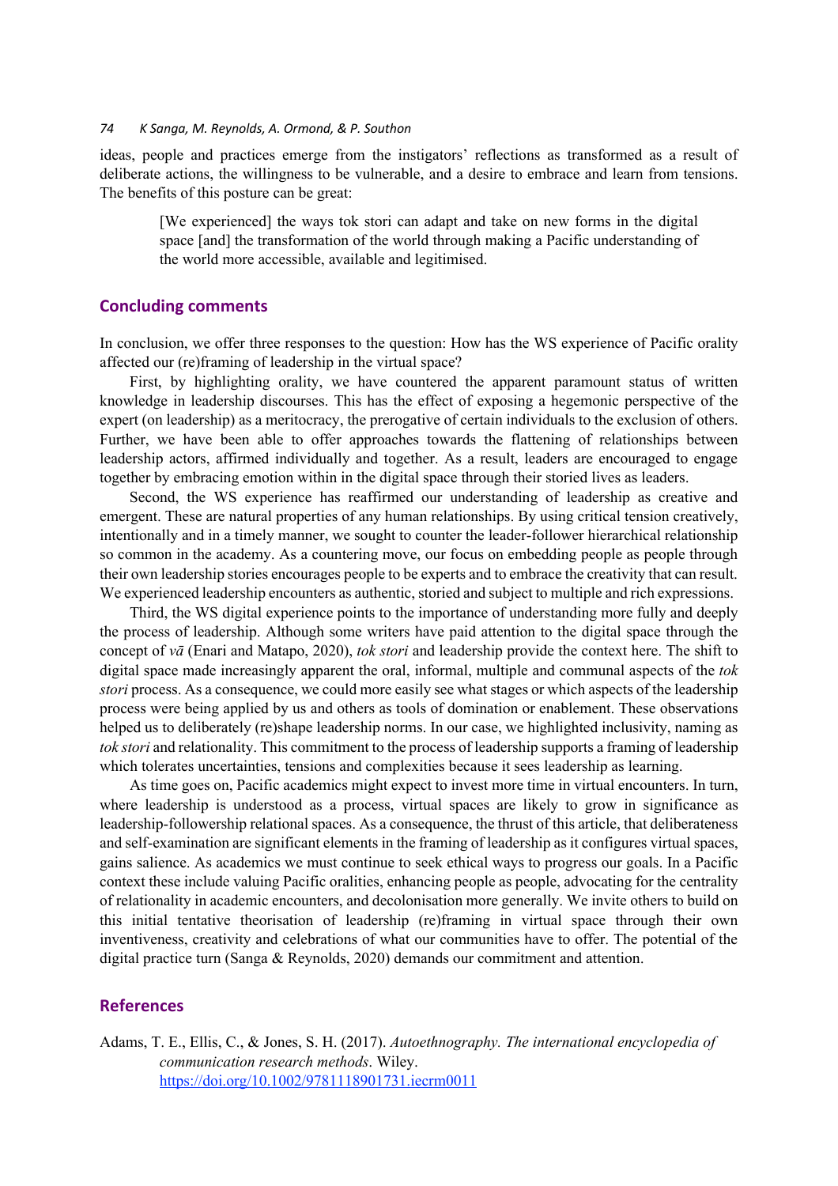ideas, people and practices emerge from the instigators' reflections as transformed as a result of deliberate actions, the willingness to be vulnerable, and a desire to embrace and learn from tensions. The benefits of this posture can be great:

> [We experienced] the ways tok stori can adapt and take on new forms in the digital space [and] the transformation of the world through making a Pacific understanding of the world more accessible, available and legitimised.

## Concluding comments

In conclusion, we offer three responses to the question: How has the WS experience of Pacific orality affected our (re)framing of leadership in the virtual space?

First, by highlighting orality, we have countered the apparent paramount status of written knowledge in leadership discourses. This has the effect of exposing a hegemonic perspective of the expert (on leadership) as a meritocracy, the prerogative of certain individuals to the exclusion of others. Further, we have been able to offer approaches towards the flattening of relationships between leadership actors, affirmed individually and together. As a result, leaders are encouraged to engage together by embracing emotion within in the digital space through their storied lives as leaders.

Second, the WS experience has reaffirmed our understanding of leadership as creative and emergent. These are natural properties of any human relationships. By using critical tension creatively, intentionally and in a timely manner, we sought to counter the leader-follower hierarchical relationship so common in the academy. As a countering move, our focus on embedding people as people through their own leadership stories encourages people to be experts and to embrace the creativity that can result. We experienced leadership encounters as authentic, storied and subject to multiple and rich expressions.

Third, the WS digital experience points to the importance of understanding more fully and deeply the process of leadership. Although some writers have paid attention to the digital space through the concept of *vā* (Enari and Matapo, 2020), *tok stori* and leadership provide the context here. The shift to digital space made increasingly apparent the oral, informal, multiple and communal aspects of the *tok stori* process. As a consequence, we could more easily see what stages or which aspects of the leadership process were being applied by us and others as tools of domination or enablement. These observations helped us to deliberately (re)shape leadership norms. In our case, we highlighted inclusivity, naming as *tok stori* and relationality. This commitment to the process of leadership supports a framing of leadership which tolerates uncertainties, tensions and complexities because it sees leadership as learning.

As time goes on, Pacific academics might expect to invest more time in virtual encounters. In turn, where leadership is understood as a process, virtual spaces are likely to grow in significance as leadership-followership relational spaces. As a consequence, the thrust of this article, that deliberateness and self-examination are significant elements in the framing of leadership as it configures virtual spaces, gains salience. As academics we must continue to seek ethical ways to progress our goals. In a Pacific context these include valuing Pacific oralities, enhancing people as people, advocating for the centrality of relationality in academic encounters, and decolonisation more generally. We invite others to build on this initial tentative theorisation of leadership (re)framing in virtual space through their own inventiveness, creativity and celebrations of what our communities have to offer. The potential of the digital practice turn (Sanga & Reynolds, 2020) demands our commitment and attention.

## References

Adams, T. E., Ellis, C., & Jones, S. H. (2017). *Autoethnography. The international encyclopedia of communication research methods*. Wiley. https://doi.org/10.1002/9781118901731.iecrm0011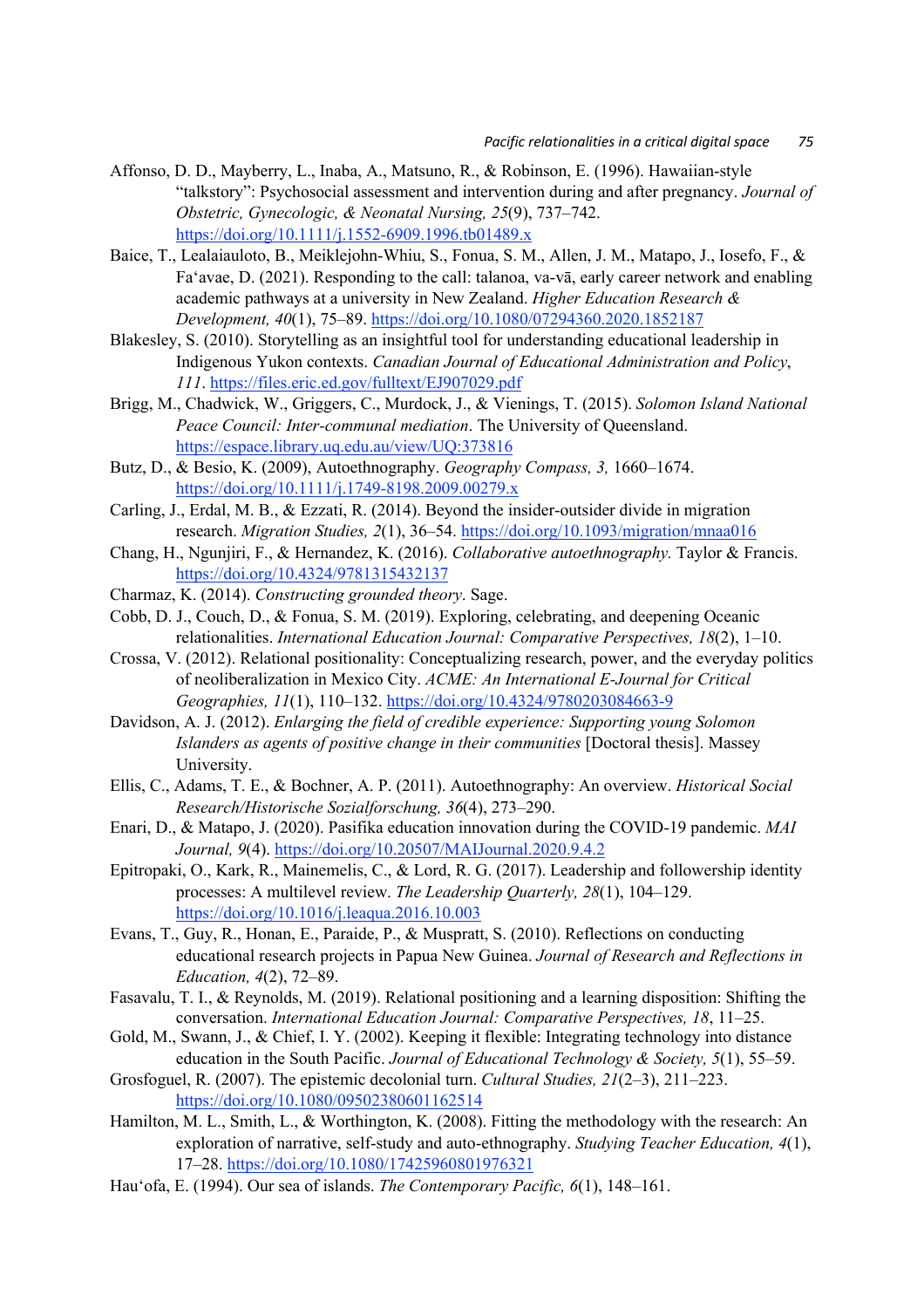Affonso, D. D., Mayberry, L., Inaba, A., Matsuno, R., & Robinson, E. (1996). Hawaiian-style "talkstory": Psychosocial assessment and intervention during and after pregnancy. *Journal of Obstetric, Gynecologic, & Neonatal Nursing, 25*(9), 737–742. https://doi.org/10.1111/j.1552-6909.1996.tb01489.x

Baice, T., Lealaiauloto, B., Meiklejohn-Whiu, S., Fonua, S. M., Allen, J. M., Matapo, J., Iosefo, F., & Fa'avae, D. (2021). Responding to the call: talanoa, va-vā, early career network and enabling academic pathways at a university in New Zealand. *Higher Education Research & Development, 40*(1), 75–89. https://doi.org/10.1080/07294360.2020.1852187

Blakesley, S. (2010). Storytelling as an insightful tool for understanding educational leadership in Indigenous Yukon contexts. *Canadian Journal of Educational Administration and Policy*, *111*. https://files.eric.ed.gov/fulltext/EJ907029.pdf

Brigg, M., Chadwick, W., Griggers, C., Murdock, J., & Vienings, T. (2015). *Solomon Island National Peace Council: Inter-communal mediation*. The University of Queensland. https://espace.library.uq.edu.au/view/UQ:373816

Butz, D., & Besio, K. (2009), Autoethnography. *Geography Compass, 3,* 1660–1674. https://doi.org/10.1111/j.1749-8198.2009.00279.x

Carling, J., Erdal, M. B., & Ezzati, R. (2014). Beyond the insider-outsider divide in migration research. *Migration Studies, 2*(1), 36–54. https://doi.org/10.1093/migration/mnaa016

Chang, H., Ngunjiri, F., & Hernandez, K. (2016). *Collaborative autoethnography.* Taylor & Francis. https://doi.org/10.4324/9781315432137

Charmaz, K. (2014). *Constructing grounded theory*. Sage.

Cobb, D. J., Couch, D., & Fonua, S. M. (2019). Exploring, celebrating, and deepening Oceanic relationalities. *International Education Journal: Comparative Perspectives, 18*(2), 1–10.

Crossa, V. (2012). Relational positionality: Conceptualizing research, power, and the everyday politics of neoliberalization in Mexico City. *ACME: An International E-Journal for Critical Geographies, 11*(1), 110–132. https://doi.org/10.4324/9780203084663-9

Davidson, A. J. (2012). *Enlarging the field of credible experience: Supporting young Solomon Islanders as agents of positive change in their communities* [Doctoral thesis]. Massey University.

Ellis, C., Adams, T. E., & Bochner, A. P. (2011). Autoethnography: An overview. *Historical Social Research/Historische Sozialforschung, 36*(4), 273–290.

Enari, D., & Matapo, J. (2020). Pasifika education innovation during the COVID-19 pandemic. *MAI Journal, 9*(4). https://doi.org/10.20507/MAIJournal.2020.9.4.2

Epitropaki, O., Kark, R., Mainemelis, C., & Lord, R. G. (2017). Leadership and followership identity processes: A multilevel review. *The Leadership Quarterly, 28*(1), 104–129. https://doi.org/10.1016/j.leaqua.2016.10.003

Evans, T., Guy, R., Honan, E., Paraide, P., & Muspratt, S. (2010). Reflections on conducting educational research projects in Papua New Guinea. *Journal of Research and Reflections in Education, 4*(2), 72–89.

Fasavalu, T. I., & Reynolds, M. (2019). Relational positioning and a learning disposition: Shifting the conversation. *International Education Journal: Comparative Perspectives, 18*, 11–25.

Gold, M., Swann, J., & Chief, I. Y. (2002). Keeping it flexible: Integrating technology into distance education in the South Pacific. *Journal of Educational Technology & Society, 5*(1), 55–59.

Grosfoguel, R. (2007). The epistemic decolonial turn. *Cultural Studies, 21*(2–3), 211–223. https://doi.org/10.1080/09502380601162514

Hamilton, M. L., Smith, L., & Worthington, K. (2008). Fitting the methodology with the research: An exploration of narrative, self-study and auto-ethnography. *Studying Teacher Education, 4*(1), 17–28. https://doi.org/10.1080/17425960801976321

Hau'ofa, E. (1994). Our sea of islands. *The Contemporary Pacific, 6*(1), 148–161.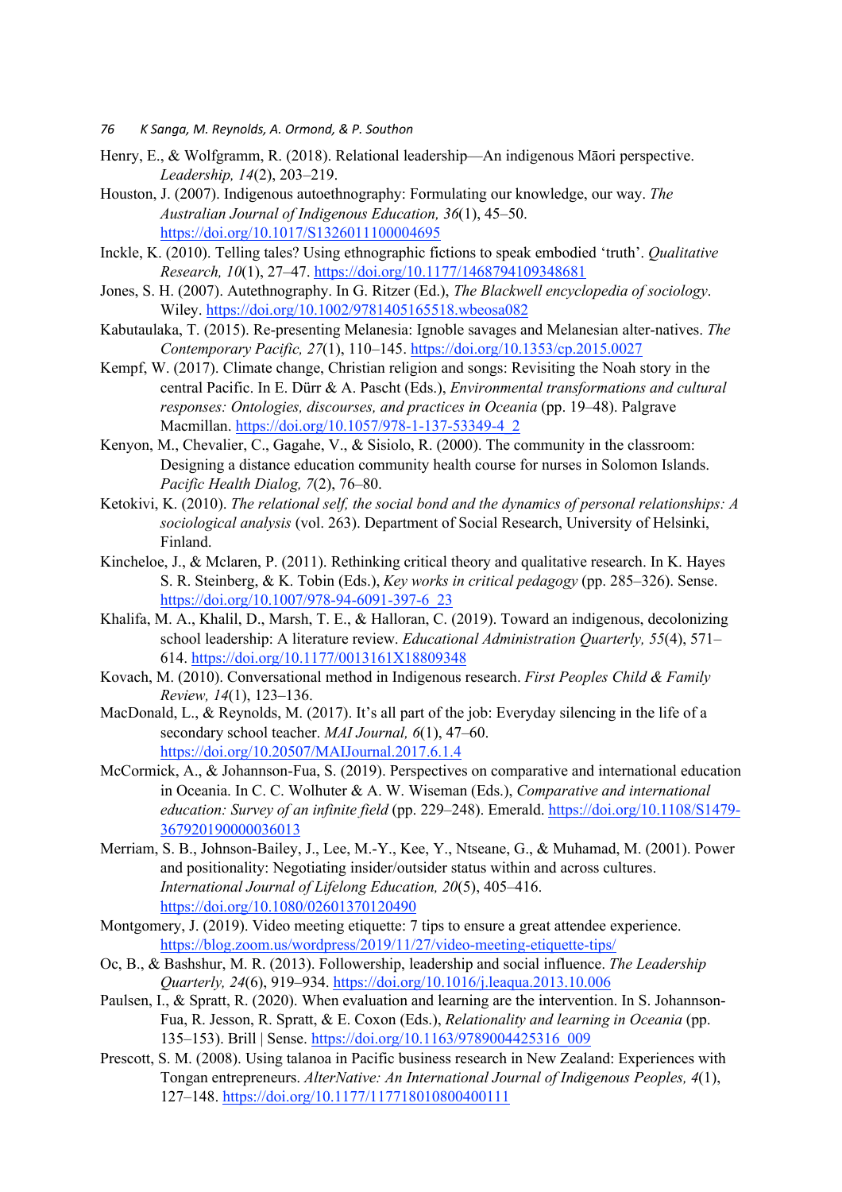Henry, E., & Wolfgramm, R. (2018). Relational leadership—An indigenous Māori perspective. *Leadership, 14*(2), 203–219.

Houston, J. (2007). Indigenous autoethnography: Formulating our knowledge, our way. *The Australian Journal of Indigenous Education, 36*(1), 45–50. https://doi.org/10.1017/S1326011100004695

Inckle, K. (2010). Telling tales? Using ethnographic fictions to speak embodied 'truth'. *Qualitative Research, 10*(1), 27–47. https://doi.org/10.1177/1468794109348681

Jones, S. H. (2007). Autethnography. In G. Ritzer (Ed.), *The Blackwell encyclopedia of sociology*. Wiley. https://doi.org/10.1002/9781405165518.wbeosa082

Kabutaulaka, T. (2015). Re-presenting Melanesia: Ignoble savages and Melanesian alter-natives. *The Contemporary Pacific, 27*(1), 110–145. https://doi.org/10.1353/cp.2015.0027

Kempf, W. (2017). Climate change, Christian religion and songs: Revisiting the Noah story in the central Pacific. In E. Dürr & A. Pascht (Eds.), *Environmental transformations and cultural responses: Ontologies, discourses, and practices in Oceania* (pp. 19–48). Palgrave Macmillan. https://doi.org/10.1057/978-1-137-53349-4_2

Kenyon, M., Chevalier, C., Gagahe, V., & Sisiolo, R. (2000). The community in the classroom: Designing a distance education community health course for nurses in Solomon Islands. *Pacific Health Dialog, 7*(2), 76–80.

Ketokivi, K. (2010). *The relational self, the social bond and the dynamics of personal relationships: A sociological analysis* (vol. 263). Department of Social Research, University of Helsinki, Finland.

Kincheloe, J., & Mclaren, P. (2011). Rethinking critical theory and qualitative research. In K. Hayes S. R. Steinberg, & K. Tobin (Eds.), *Key works in critical pedagogy* (pp. 285–326). Sense. https://doi.org/10.1007/978-94-6091-397-6_23

Khalifa, M. A., Khalil, D., Marsh, T. E., & Halloran, C. (2019). Toward an indigenous, decolonizing school leadership: A literature review. *Educational Administration Quarterly, 55*(4), 571–614. https://doi.org/10.1177/0013161X18809348

Kovach, M. (2010). Conversational method in Indigenous research. *First Peoples Child & Family Review, 14*(1), 123–136.

MacDonald, L., & Reynolds, M. (2017). It's all part of the job: Everyday silencing in the life of a secondary school teacher. *MAI Journal, 6*(1), 47–60. https://doi.org/10.20507/MAIJournal.2017.6.1.4

McCormick, A., & Johannson-Fua, S. (2019). Perspectives on comparative and international education in Oceania. In C. C. Wolhuter & A. W. Wiseman (Eds.), *Comparative and international education: Survey of an infinite field* (pp. 229–248). Emerald. https://doi.org/10.1108/S1479-367920190000036013

Merriam, S. B., Johnson-Bailey, J., Lee, M.-Y., Kee, Y., Ntseane, G., & Muhamad, M. (2001). Power and positionality: Negotiating insider/outsider status within and across cultures. *International Journal of Lifelong Education, 20*(5), 405–416. https://doi.org/10.1080/02601370120490

Montgomery, J. (2019). Video meeting etiquette: 7 tips to ensure a great attendee experience. https://blog.zoom.us/wordpress/2019/11/27/video-meeting-etiquette-tips/

Oc, B., & Bashshur, M. R. (2013). Followership, leadership and social influence. *The Leadership Quarterly, 24*(6), 919–934. https://doi.org/10.1016/j.leaqua.2013.10.006

Paulsen, I., & Spratt, R. (2020). When evaluation and learning are the intervention. In S. Johannson-Fua, R. Jesson, R. Spratt, & E. Coxon (Eds.), *Relationality and learning in Oceania* (pp. 135–153). Brill | Sense. https://doi.org/10.1163/9789004425316_009

Prescott, S. M. (2008). Using talanoa in Pacific business research in New Zealand: Experiences with Tongan entrepreneurs. *AlterNative: An International Journal of Indigenous Peoples, 4*(1), 127–148. https://doi.org/10.1177/117718010800400111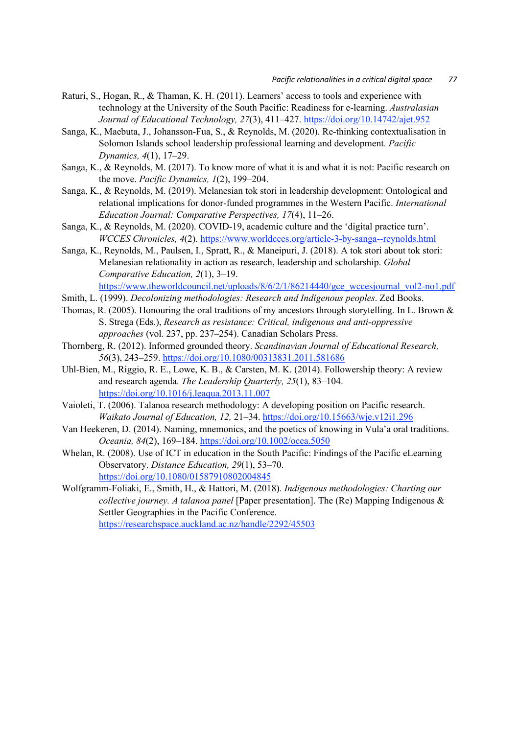Raturi, S., Hogan, R., & Thaman, K. H. (2011). Learners' access to tools and experience with technology at the University of the South Pacific: Readiness for e-learning. *Australasian Journal of Educational Technology, 27*(3), 411–427. https://doi.org/10.14742/ajet.952

Sanga, K., Maebuta, J., Johansson-Fua, S., & Reynolds, M. (2020). Re-thinking contextualisation in Solomon Islands school leadership professional learning and development. *Pacific Dynamics, 4*(1), 17–29.

Sanga, K., & Reynolds, M. (2017). To know more of what it is and what it is not: Pacific research on the move. *Pacific Dynamics, 1*(2), 199–204.

Sanga, K., & Reynolds, M. (2019). Melanesian tok stori in leadership development: Ontological and relational implications for donor-funded programmes in the Western Pacific. *International Education Journal: Comparative Perspectives, 17*(4), 11–26.

Sanga, K., & Reynolds, M. (2020). COVID-19, academic culture and the 'digital practice turn'. *WCCES Chronicles, 4*(2). https://www.worldcces.org/article-3-by-sanga--reynolds.html

Sanga, K., Reynolds, M., Paulsen, I., Spratt, R., & Maneipuri, J. (2018). A tok stori about tok stori: Melanesian relationality in action as research, leadership and scholarship. *Global Comparative Education, 2*(1), 3–19. https://www.theworldcouncil.net/uploads/8/6/2/1/86214440/gce_wccesjournal_vol2-no1.pdf

Smith, L. (1999). *Decolonizing methodologies: Research and Indigenous peoples*. Zed Books.

Thomas, R. (2005). Honouring the oral traditions of my ancestors through storytelling. In L. Brown & S. Strega (Eds.), *Research as resistance: Critical, indigenous and anti-oppressive approaches* (vol. 237, pp. 237–254). Canadian Scholars Press.

Thornberg, R. (2012). Informed grounded theory. *Scandinavian Journal of Educational Research, 56*(3), 243–259. https://doi.org/10.1080/00313831.2011.581686

Uhl-Bien, M., Riggio, R. E., Lowe, K. B., & Carsten, M. K. (2014). Followership theory: A review and research agenda. *The Leadership Quarterly, 25*(1), 83–104. https://doi.org/10.1016/j.leaqua.2013.11.007

Vaioleti, T. (2006). Talanoa research methodology: A developing position on Pacific research. *Waikato Journal of Education, 12,* 21–34. https://doi.org/10.15663/wje.v12i1.296

Van Heekeren, D. (2014). Naming, mnemonics, and the poetics of knowing in Vula'a oral traditions. *Oceania, 84*(2), 169–184. https://doi.org/10.1002/ocea.5050

Whelan, R. (2008). Use of ICT in education in the South Pacific: Findings of the Pacific eLearning Observatory. *Distance Education, 29*(1), 53–70. https://doi.org/10.1080/01587910802004845

Wolfgramm-Foliaki, E., Smith, H., & Hattori, M. (2018). *Indigenous methodologies: Charting our collective journey. A talanoa panel* [Paper presentation]. The (Re) Mapping Indigenous & Settler Geographies in the Pacific Conference. https://researchspace.auckland.ac.nz/handle/2292/45503